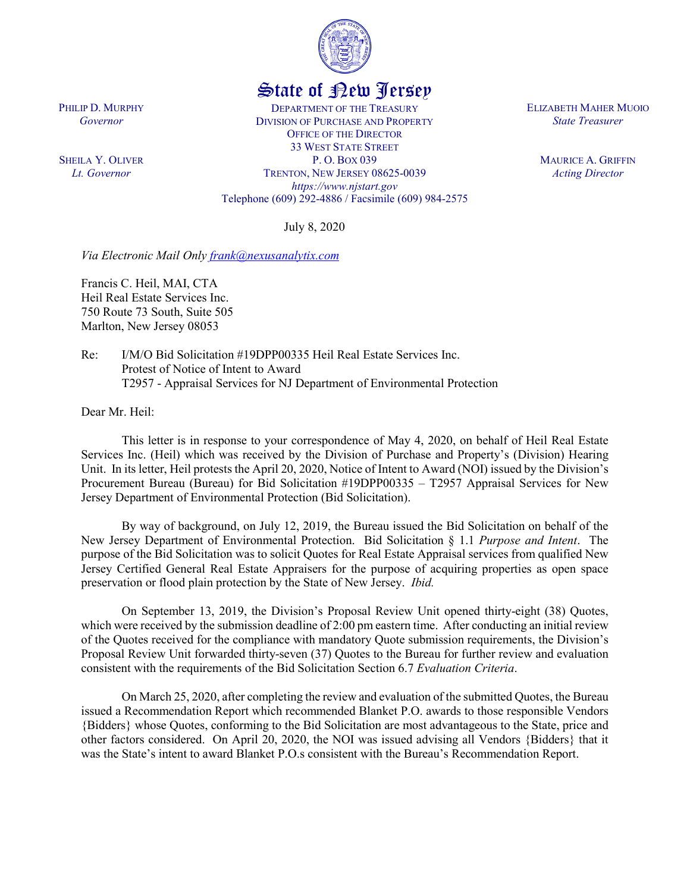State of New Jersey

PHILIP D. MURPHY
*Governor*

SHEILA Y. OLIVER
*Lt. Governor*

DEPARTMENT OF THE TREASURY
DIVISION OF PURCHASE AND PROPERTY
OFFICE OF THE DIRECTOR
33 WEST STATE STREET
P. O. BOX 039
TRENTON, NEW JERSEY 08625-0039
*https://www.njstart.gov*
Telephone (609) 292-4886 / Facsimile (609) 984-2575

ELIZABETH MAHER MUOIO
*State Treasurer*

MAURICE A. GRIFFIN
*Acting Director*

July 8, 2020

*Via Electronic Mail Only frank@nexusanalytix.com*

Francis C. Heil, MAI, CTA
Heil Real Estate Services Inc.
750 Route 73 South, Suite 505
Marlton, New Jersey 08053

Re: I/M/O Bid Solicitation #19DPP00335 Heil Real Estate Services Inc.
Protest of Notice of Intent to Award
T2957 - Appraisal Services for NJ Department of Environmental Protection

Dear Mr. Heil:

This letter is in response to your correspondence of May 4, 2020, on behalf of Heil Real Estate Services Inc. (Heil) which was received by the Division of Purchase and Property's (Division) Hearing Unit. In its letter, Heil protests the April 20, 2020, Notice of Intent to Award (NOI) issued by the Division's Procurement Bureau (Bureau) for Bid Solicitation #19DPP00335 – T2957 Appraisal Services for New Jersey Department of Environmental Protection (Bid Solicitation).

By way of background, on July 12, 2019, the Bureau issued the Bid Solicitation on behalf of the New Jersey Department of Environmental Protection. Bid Solicitation § 1.1 *Purpose and Intent*. The purpose of the Bid Solicitation was to solicit Quotes for Real Estate Appraisal services from qualified New Jersey Certified General Real Estate Appraisers for the purpose of acquiring properties as open space preservation or flood plain protection by the State of New Jersey. *Ibid.*

On September 13, 2019, the Division's Proposal Review Unit opened thirty-eight (38) Quotes, which were received by the submission deadline of 2:00 pm eastern time. After conducting an initial review of the Quotes received for the compliance with mandatory Quote submission requirements, the Division's Proposal Review Unit forwarded thirty-seven (37) Quotes to the Bureau for further review and evaluation consistent with the requirements of the Bid Solicitation Section 6.7 *Evaluation Criteria*.

On March 25, 2020, after completing the review and evaluation of the submitted Quotes, the Bureau issued a Recommendation Report which recommended Blanket P.O. awards to those responsible Vendors {Bidders} whose Quotes, conforming to the Bid Solicitation are most advantageous to the State, price and other factors considered. On April 20, 2020, the NOI was issued advising all Vendors {Bidders} that it was the State's intent to award Blanket P.O.s consistent with the Bureau's Recommendation Report.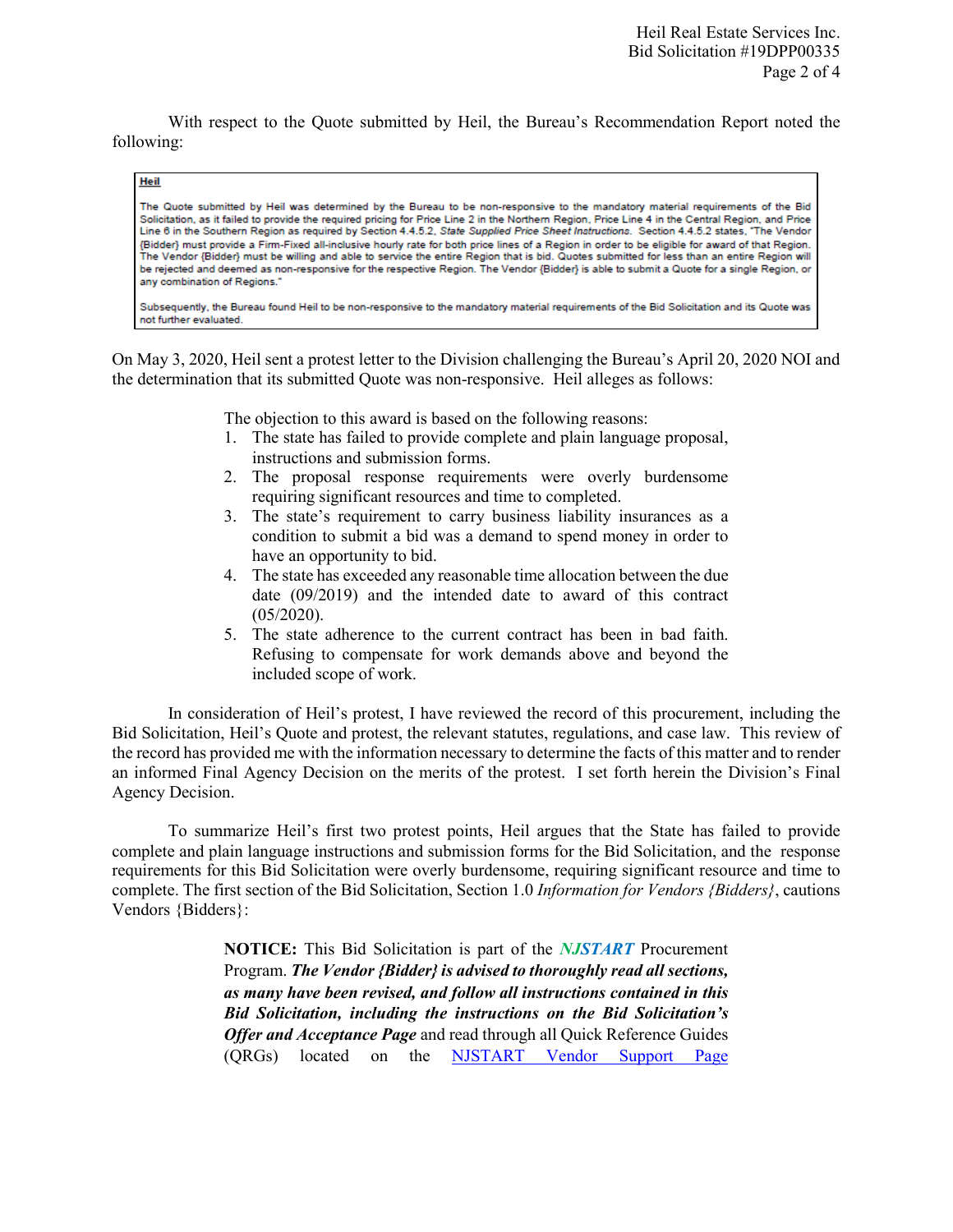With respect to the Quote submitted by Heil, the Bureau's Recommendation Report noted the following:

> **Heil**
>
> The Quote submitted by Heil was determined by the Bureau to be non-responsive to the mandatory material requirements of the Bid Solicitation, as it failed to provide the required pricing for Price Line 2 in the Northern Region, Price Line 4 in the Central Region, and Price Line 6 in the Southern Region as required by Section 4.4.5.2, *State Supplied Price Sheet Instructions*. Section 4.4.5.2 states, "The Vendor {Bidder} must provide a Firm-Fixed all-inclusive hourly rate for both price lines of a Region in order to be eligible for award of that Region. The Vendor {Bidder} must be willing and able to service the entire Region that is bid. Quotes submitted for less than an entire Region will be rejected and deemed as non-responsive for the respective Region. The Vendor {Bidder} is able to submit a Quote for a single Region, or any combination of Regions."
>
> Subsequently, the Bureau found Heil to be non-responsive to the mandatory material requirements of the Bid Solicitation and its Quote was not further evaluated.

On May 3, 2020, Heil sent a protest letter to the Division challenging the Bureau's April 20, 2020 NOI and the determination that its submitted Quote was non-responsive. Heil alleges as follows:

> The objection to this award is based on the following reasons:
>
> 1. The state has failed to provide complete and plain language proposal, instructions and submission forms.
> 2. The proposal response requirements were overly burdensome requiring significant resources and time to completed.
> 3. The state's requirement to carry business liability insurances as a condition to submit a bid was a demand to spend money in order to have an opportunity to bid.
> 4. The state has exceeded any reasonable time allocation between the due date (09/2019) and the intended date to award of this contract (05/2020).
> 5. The state adherence to the current contract has been in bad faith. Refusing to compensate for work demands above and beyond the included scope of work.

In consideration of Heil's protest, I have reviewed the record of this procurement, including the Bid Solicitation, Heil's Quote and protest, the relevant statutes, regulations, and case law. This review of the record has provided me with the information necessary to determine the facts of this matter and to render an informed Final Agency Decision on the merits of the protest. I set forth herein the Division's Final Agency Decision.

To summarize Heil's first two protest points, Heil argues that the State has failed to provide complete and plain language instructions and submission forms for the Bid Solicitation, and the response requirements for this Bid Solicitation were overly burdensome, requiring significant resource and time to complete. The first section of the Bid Solicitation, Section 1.0 *Information for Vendors {Bidders}*, cautions Vendors {Bidders}:

> **NOTICE:** This Bid Solicitation is part of the ***NJSTART*** Procurement Program. ***The Vendor {Bidder} is advised to thoroughly read all sections, as many have been revised, and follow all instructions contained in this Bid Solicitation, including the instructions on the Bid Solicitation's Offer and Acceptance Page*** and read through all Quick Reference Guides (QRGs) located on the NJSTART Vendor Support Page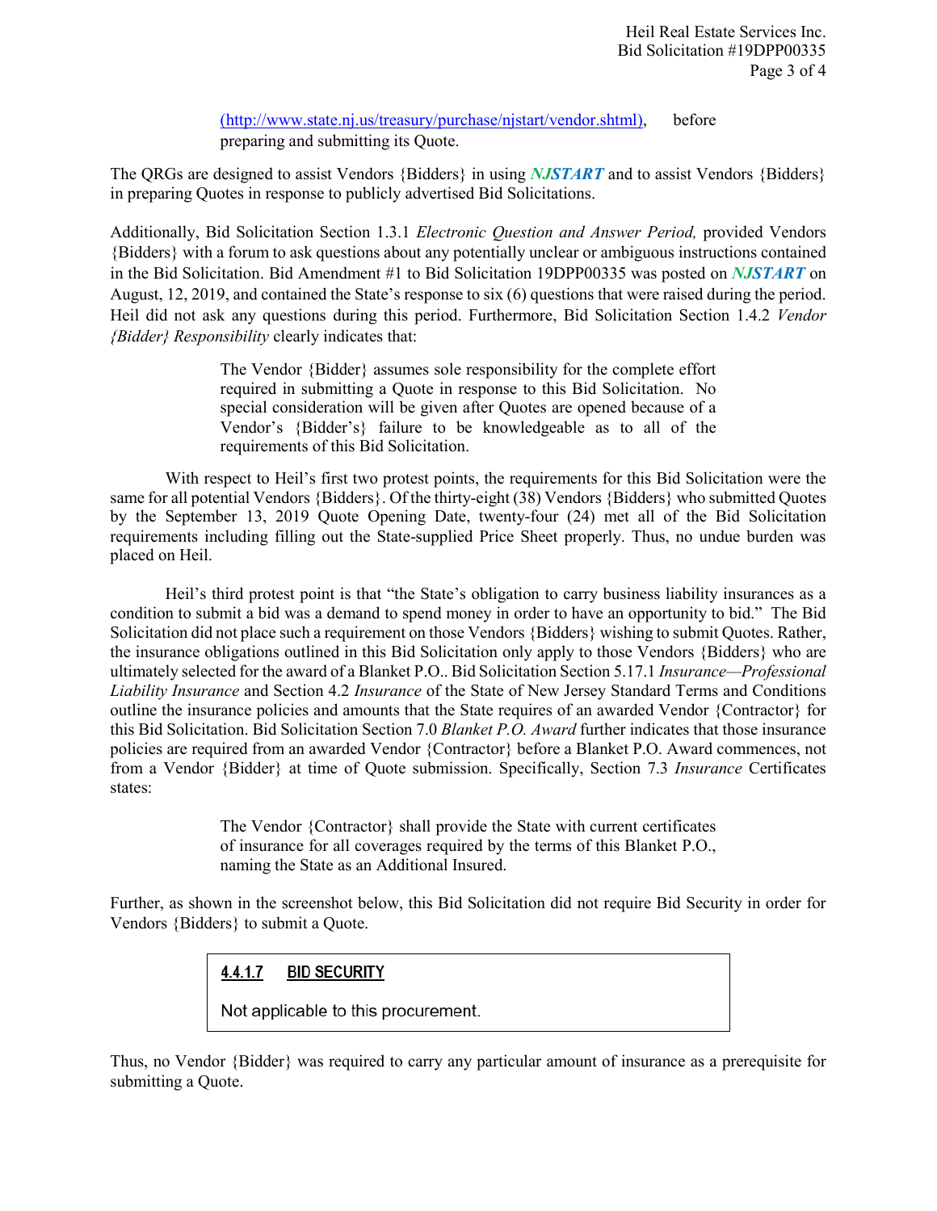(http://www.state.nj.us/treasury/purchase/njstart/vendor.shtml), before preparing and submitting its Quote.

The QRGs are designed to assist Vendors {Bidders} in using ***NJSTART*** and to assist Vendors {Bidders} in preparing Quotes in response to publicly advertised Bid Solicitations.

Additionally, Bid Solicitation Section 1.3.1 *Electronic Question and Answer Period,* provided Vendors {Bidders} with a forum to ask questions about any potentially unclear or ambiguous instructions contained in the Bid Solicitation. Bid Amendment #1 to Bid Solicitation 19DPP00335 was posted on ***NJSTART*** on August, 12, 2019, and contained the State's response to six (6) questions that were raised during the period. Heil did not ask any questions during this period. Furthermore, Bid Solicitation Section 1.4.2 *Vendor {Bidder} Responsibility* clearly indicates that:

> The Vendor {Bidder} assumes sole responsibility for the complete effort required in submitting a Quote in response to this Bid Solicitation. No special consideration will be given after Quotes are opened because of a Vendor's {Bidder's} failure to be knowledgeable as to all of the requirements of this Bid Solicitation.

With respect to Heil's first two protest points, the requirements for this Bid Solicitation were the same for all potential Vendors {Bidders}. Of the thirty-eight (38) Vendors {Bidders} who submitted Quotes by the September 13, 2019 Quote Opening Date, twenty-four (24) met all of the Bid Solicitation requirements including filling out the State-supplied Price Sheet properly. Thus, no undue burden was placed on Heil.

Heil's third protest point is that "the State's obligation to carry business liability insurances as a condition to submit a bid was a demand to spend money in order to have an opportunity to bid." The Bid Solicitation did not place such a requirement on those Vendors {Bidders} wishing to submit Quotes. Rather, the insurance obligations outlined in this Bid Solicitation only apply to those Vendors {Bidders} who are ultimately selected for the award of a Blanket P.O.. Bid Solicitation Section 5.17.1 *Insurance—Professional Liability Insurance* and Section 4.2 *Insurance* of the State of New Jersey Standard Terms and Conditions outline the insurance policies and amounts that the State requires of an awarded Vendor {Contractor} for this Bid Solicitation. Bid Solicitation Section 7.0 *Blanket P.O. Award* further indicates that those insurance policies are required from an awarded Vendor {Contractor} before a Blanket P.O. Award commences, not from a Vendor {Bidder} at time of Quote submission. Specifically, Section 7.3 *Insurance* Certificates states:

> The Vendor {Contractor} shall provide the State with current certificates of insurance for all coverages required by the terms of this Blanket P.O., naming the State as an Additional Insured.

Further, as shown in the screenshot below, this Bid Solicitation did not require Bid Security in order for Vendors {Bidders} to submit a Quote.

> **4.4.1.7 BID SECURITY**
>
> Not applicable to this procurement.

Thus, no Vendor {Bidder} was required to carry any particular amount of insurance as a prerequisite for submitting a Quote.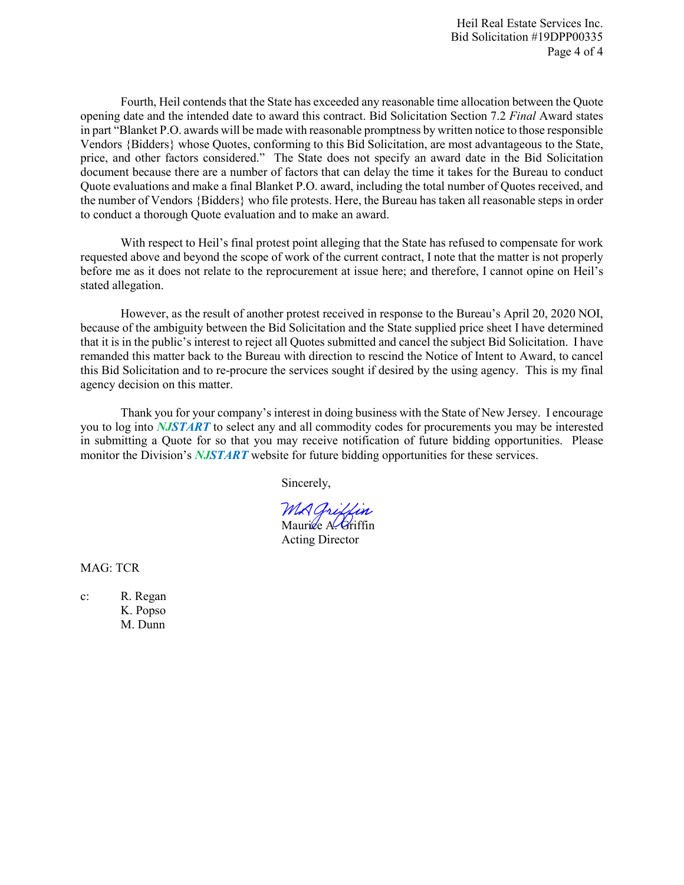Fourth, Heil contends that the State has exceeded any reasonable time allocation between the Quote opening date and the intended date to award this contract. Bid Solicitation Section 7.2 *Final* Award states in part "Blanket P.O. awards will be made with reasonable promptness by written notice to those responsible Vendors {Bidders} whose Quotes, conforming to this Bid Solicitation, are most advantageous to the State, price, and other factors considered." The State does not specify an award date in the Bid Solicitation document because there are a number of factors that can delay the time it takes for the Bureau to conduct Quote evaluations and make a final Blanket P.O. award, including the total number of Quotes received, and the number of Vendors {Bidders} who file protests. Here, the Bureau has taken all reasonable steps in order to conduct a thorough Quote evaluation and to make an award.

With respect to Heil's final protest point alleging that the State has refused to compensate for work requested above and beyond the scope of work of the current contract, I note that the matter is not properly before me as it does not relate to the reprocurement at issue here; and therefore, I cannot opine on Heil's stated allegation.

However, as the result of another protest received in response to the Bureau's April 20, 2020 NOI, because of the ambiguity between the Bid Solicitation and the State supplied price sheet I have determined that it is in the public's interest to reject all Quotes submitted and cancel the subject Bid Solicitation. I have remanded this matter back to the Bureau with direction to rescind the Notice of Intent to Award, to cancel this Bid Solicitation and to re-procure the services sought if desired by the using agency. This is my final agency decision on this matter.

Thank you for your company's interest in doing business with the State of New Jersey. I encourage you to log into ***NJSTART*** to select any and all commodity codes for procurements you may be interested in submitting a Quote for so that you may receive notification of future bidding opportunities. Please monitor the Division's ***NJSTART*** website for future bidding opportunities for these services.

Sincerely,

*MA Griffin*
Maurice A. Griffin
Acting Director

MAG: TCR

c: R. Regan
K. Popso
M. Dunn